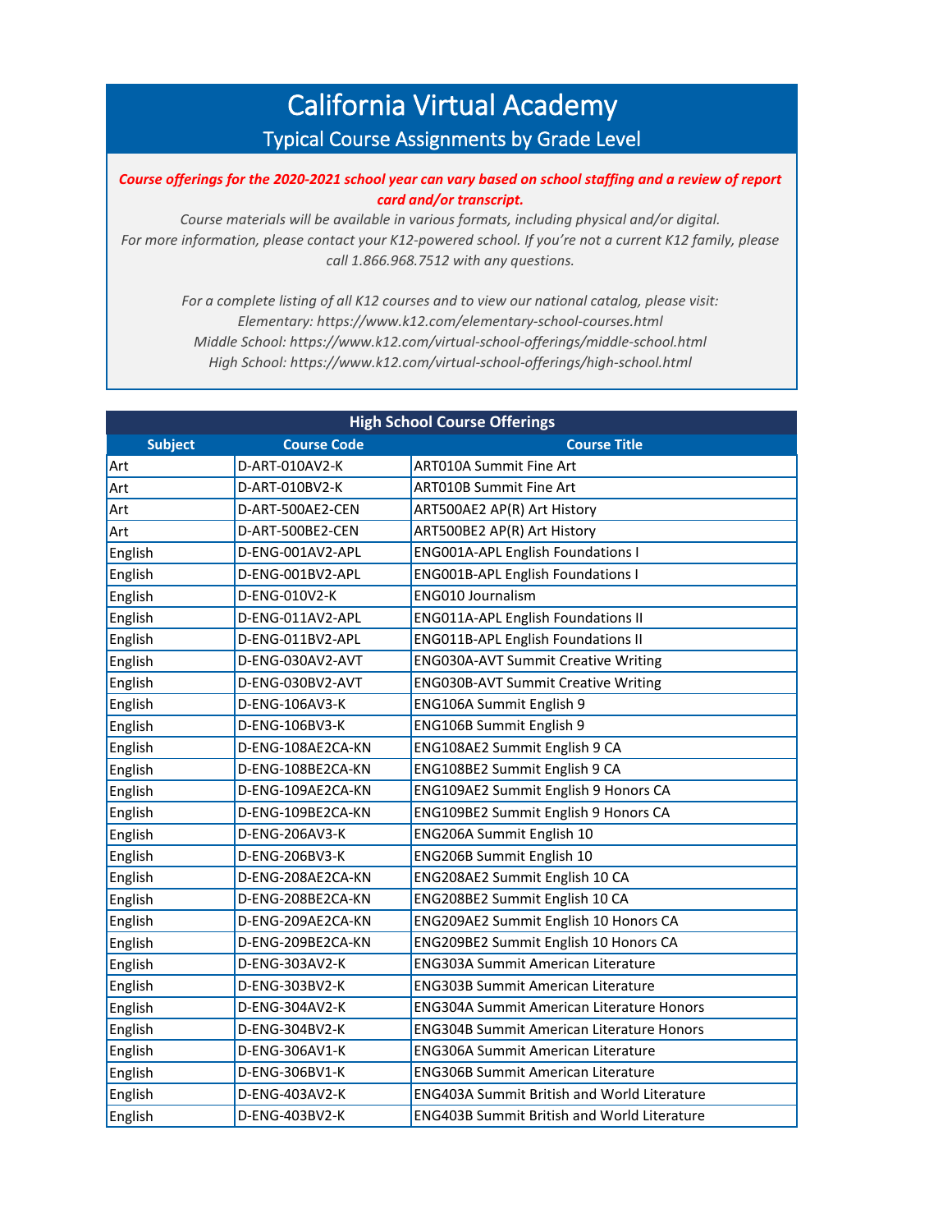# California Virtual Academy

## Typical Course Assignments by Grade Level

***Course offerings for the 2020-2021 school year can vary based on school staffing and a review of report card and/or transcript.***

*Course materials will be available in various formats, including physical and/or digital.*
*For more information, please contact your K12-powered school. If you're not a current K12 family, please call 1.866.968.7512 with any questions.*

*For a complete listing of all K12 courses and to view our national catalog, please visit:*
*Elementary: https://www.k12.com/elementary-school-courses.html*
*Middle School: https://www.k12.com/virtual-school-offerings/middle-school.html*
*High School: https://www.k12.com/virtual-school-offerings/high-school.html*

| High School Course Offerings | | |
|---|---|---|
| **Subject** | **Course Code** | **Course Title** |
| Art | D-ART-010AV2-K | ART010A Summit Fine Art |
| Art | D-ART-010BV2-K | ART010B Summit Fine Art |
| Art | D-ART-500AE2-CEN | ART500AE2 AP(R) Art History |
| Art | D-ART-500BE2-CEN | ART500BE2 AP(R) Art History |
| English | D-ENG-001AV2-APL | ENG001A-APL English Foundations I |
| English | D-ENG-001BV2-APL | ENG001B-APL English Foundations I |
| English | D-ENG-010V2-K | ENG010 Journalism |
| English | D-ENG-011AV2-APL | ENG011A-APL English Foundations II |
| English | D-ENG-011BV2-APL | ENG011B-APL English Foundations II |
| English | D-ENG-030AV2-AVT | ENG030A-AVT Summit Creative Writing |
| English | D-ENG-030BV2-AVT | ENG030B-AVT Summit Creative Writing |
| English | D-ENG-106AV3-K | ENG106A Summit English 9 |
| English | D-ENG-106BV3-K | ENG106B Summit English 9 |
| English | D-ENG-108AE2CA-KN | ENG108AE2 Summit English 9 CA |
| English | D-ENG-108BE2CA-KN | ENG108BE2 Summit English 9 CA |
| English | D-ENG-109AE2CA-KN | ENG109AE2 Summit English 9 Honors CA |
| English | D-ENG-109BE2CA-KN | ENG109BE2 Summit English 9 Honors CA |
| English | D-ENG-206AV3-K | ENG206A Summit English 10 |
| English | D-ENG-206BV3-K | ENG206B Summit English 10 |
| English | D-ENG-208AE2CA-KN | ENG208AE2 Summit English 10 CA |
| English | D-ENG-208BE2CA-KN | ENG208BE2 Summit English 10 CA |
| English | D-ENG-209AE2CA-KN | ENG209AE2 Summit English 10 Honors CA |
| English | D-ENG-209BE2CA-KN | ENG209BE2 Summit English 10 Honors CA |
| English | D-ENG-303AV2-K | ENG303A Summit American Literature |
| English | D-ENG-303BV2-K | ENG303B Summit American Literature |
| English | D-ENG-304AV2-K | ENG304A Summit American Literature Honors |
| English | D-ENG-304BV2-K | ENG304B Summit American Literature Honors |
| English | D-ENG-306AV1-K | ENG306A Summit American Literature |
| English | D-ENG-306BV1-K | ENG306B Summit American Literature |
| English | D-ENG-403AV2-K | ENG403A Summit British and World Literature |
| English | D-ENG-403BV2-K | ENG403B Summit British and World Literature |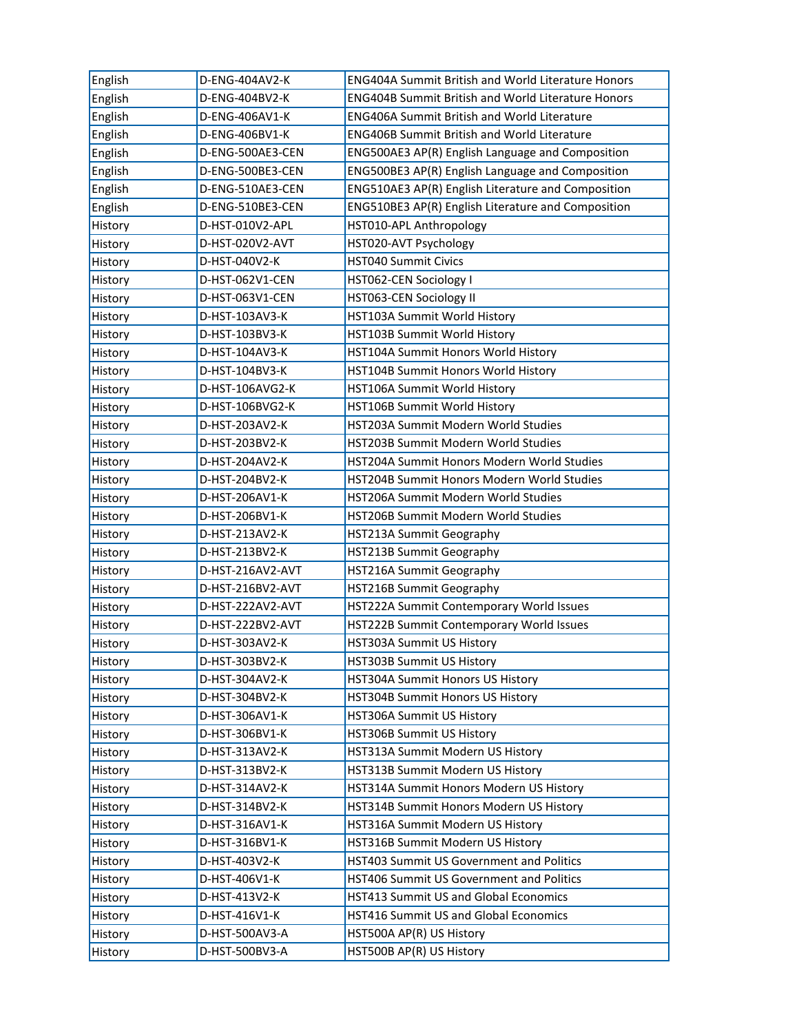| | | |
|---|---|---|
| English | D-ENG-404AV2-K | ENG404A Summit British and World Literature Honors |
| English | D-ENG-404BV2-K | ENG404B Summit British and World Literature Honors |
| English | D-ENG-406AV1-K | ENG406A Summit British and World Literature |
| English | D-ENG-406BV1-K | ENG406B Summit British and World Literature |
| English | D-ENG-500AE3-CEN | ENG500AE3 AP(R) English Language and Composition |
| English | D-ENG-500BE3-CEN | ENG500BE3 AP(R) English Language and Composition |
| English | D-ENG-510AE3-CEN | ENG510AE3 AP(R) English Literature and Composition |
| English | D-ENG-510BE3-CEN | ENG510BE3 AP(R) English Literature and Composition |
| History | D-HST-010V2-APL | HST010-APL Anthropology |
| History | D-HST-020V2-AVT | HST020-AVT Psychology |
| History | D-HST-040V2-K | HST040 Summit Civics |
| History | D-HST-062V1-CEN | HST062-CEN Sociology I |
| History | D-HST-063V1-CEN | HST063-CEN Sociology II |
| History | D-HST-103AV3-K | HST103A Summit World History |
| History | D-HST-103BV3-K | HST103B Summit World History |
| History | D-HST-104AV3-K | HST104A Summit Honors World History |
| History | D-HST-104BV3-K | HST104B Summit Honors World History |
| History | D-HST-106AVG2-K | HST106A Summit World History |
| History | D-HST-106BVG2-K | HST106B Summit World History |
| History | D-HST-203AV2-K | HST203A Summit Modern World Studies |
| History | D-HST-203BV2-K | HST203B Summit Modern World Studies |
| History | D-HST-204AV2-K | HST204A Summit Honors Modern World Studies |
| History | D-HST-204BV2-K | HST204B Summit Honors Modern World Studies |
| History | D-HST-206AV1-K | HST206A Summit Modern World Studies |
| History | D-HST-206BV1-K | HST206B Summit Modern World Studies |
| History | D-HST-213AV2-K | HST213A Summit Geography |
| History | D-HST-213BV2-K | HST213B Summit Geography |
| History | D-HST-216AV2-AVT | HST216A Summit Geography |
| History | D-HST-216BV2-AVT | HST216B Summit Geography |
| History | D-HST-222AV2-AVT | HST222A Summit Contemporary World Issues |
| History | D-HST-222BV2-AVT | HST222B Summit Contemporary World Issues |
| History | D-HST-303AV2-K | HST303A Summit US History |
| History | D-HST-303BV2-K | HST303B Summit US History |
| History | D-HST-304AV2-K | HST304A Summit Honors US History |
| History | D-HST-304BV2-K | HST304B Summit Honors US History |
| History | D-HST-306AV1-K | HST306A Summit US History |
| History | D-HST-306BV1-K | HST306B Summit US History |
| History | D-HST-313AV2-K | HST313A Summit Modern US History |
| History | D-HST-313BV2-K | HST313B Summit Modern US History |
| History | D-HST-314AV2-K | HST314A Summit Honors Modern US History |
| History | D-HST-314BV2-K | HST314B Summit Honors Modern US History |
| History | D-HST-316AV1-K | HST316A Summit Modern US History |
| History | D-HST-316BV1-K | HST316B Summit Modern US History |
| History | D-HST-403V2-K | HST403 Summit US Government and Politics |
| History | D-HST-406V1-K | HST406 Summit US Government and Politics |
| History | D-HST-413V2-K | HST413 Summit US and Global Economics |
| History | D-HST-416V1-K | HST416 Summit US and Global Economics |
| History | D-HST-500AV3-A | HST500A AP(R) US History |
| History | D-HST-500BV3-A | HST500B AP(R) US History |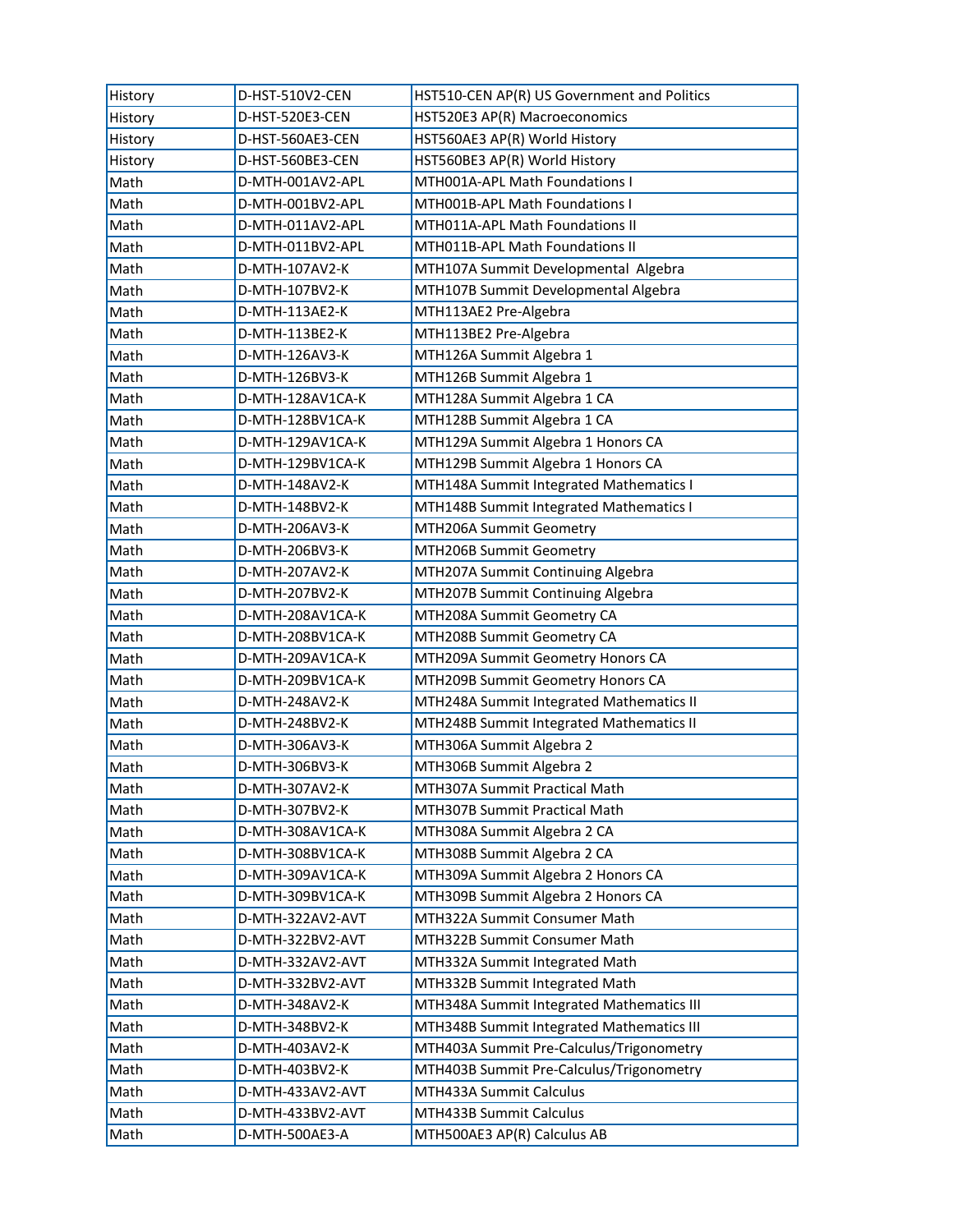| History | D-HST-510V2-CEN | HST510-CEN AP(R) US Government and Politics |
|---|---|---|
| History | D-HST-520E3-CEN | HST520E3 AP(R) Macroeconomics |
| History | D-HST-560AE3-CEN | HST560AE3 AP(R) World History |
| History | D-HST-560BE3-CEN | HST560BE3 AP(R) World History |
| Math | D-MTH-001AV2-APL | MTH001A-APL Math Foundations I |
| Math | D-MTH-001BV2-APL | MTH001B-APL Math Foundations I |
| Math | D-MTH-011AV2-APL | MTH011A-APL Math Foundations II |
| Math | D-MTH-011BV2-APL | MTH011B-APL Math Foundations II |
| Math | D-MTH-107AV2-K | MTH107A Summit Developmental  Algebra |
| Math | D-MTH-107BV2-K | MTH107B Summit Developmental Algebra |
| Math | D-MTH-113AE2-K | MTH113AE2 Pre-Algebra |
| Math | D-MTH-113BE2-K | MTH113BE2 Pre-Algebra |
| Math | D-MTH-126AV3-K | MTH126A Summit Algebra 1 |
| Math | D-MTH-126BV3-K | MTH126B Summit Algebra 1 |
| Math | D-MTH-128AV1CA-K | MTH128A Summit Algebra 1 CA |
| Math | D-MTH-128BV1CA-K | MTH128B Summit Algebra 1 CA |
| Math | D-MTH-129AV1CA-K | MTH129A Summit Algebra 1 Honors CA |
| Math | D-MTH-129BV1CA-K | MTH129B Summit Algebra 1 Honors CA |
| Math | D-MTH-148AV2-K | MTH148A Summit Integrated Mathematics I |
| Math | D-MTH-148BV2-K | MTH148B Summit Integrated Mathematics I |
| Math | D-MTH-206AV3-K | MTH206A Summit Geometry |
| Math | D-MTH-206BV3-K | MTH206B Summit Geometry |
| Math | D-MTH-207AV2-K | MTH207A Summit Continuing Algebra |
| Math | D-MTH-207BV2-K | MTH207B Summit Continuing Algebra |
| Math | D-MTH-208AV1CA-K | MTH208A Summit Geometry CA |
| Math | D-MTH-208BV1CA-K | MTH208B Summit Geometry CA |
| Math | D-MTH-209AV1CA-K | MTH209A Summit Geometry Honors CA |
| Math | D-MTH-209BV1CA-K | MTH209B Summit Geometry Honors CA |
| Math | D-MTH-248AV2-K | MTH248A Summit Integrated Mathematics II |
| Math | D-MTH-248BV2-K | MTH248B Summit Integrated Mathematics II |
| Math | D-MTH-306AV3-K | MTH306A Summit Algebra 2 |
| Math | D-MTH-306BV3-K | MTH306B Summit Algebra 2 |
| Math | D-MTH-307AV2-K | MTH307A Summit Practical Math |
| Math | D-MTH-307BV2-K | MTH307B Summit Practical Math |
| Math | D-MTH-308AV1CA-K | MTH308A Summit Algebra 2 CA |
| Math | D-MTH-308BV1CA-K | MTH308B Summit Algebra 2 CA |
| Math | D-MTH-309AV1CA-K | MTH309A Summit Algebra 2 Honors CA |
| Math | D-MTH-309BV1CA-K | MTH309B Summit Algebra 2 Honors CA |
| Math | D-MTH-322AV2-AVT | MTH322A Summit Consumer Math |
| Math | D-MTH-322BV2-AVT | MTH322B Summit Consumer Math |
| Math | D-MTH-332AV2-AVT | MTH332A Summit Integrated Math |
| Math | D-MTH-332BV2-AVT | MTH332B Summit Integrated Math |
| Math | D-MTH-348AV2-K | MTH348A Summit Integrated Mathematics III |
| Math | D-MTH-348BV2-K | MTH348B Summit Integrated Mathematics III |
| Math | D-MTH-403AV2-K | MTH403A Summit Pre-Calculus/Trigonometry |
| Math | D-MTH-403BV2-K | MTH403B Summit Pre-Calculus/Trigonometry |
| Math | D-MTH-433AV2-AVT | MTH433A Summit Calculus |
| Math | D-MTH-433BV2-AVT | MTH433B Summit Calculus |
| Math | D-MTH-500AE3-A | MTH500AE3 AP(R) Calculus AB |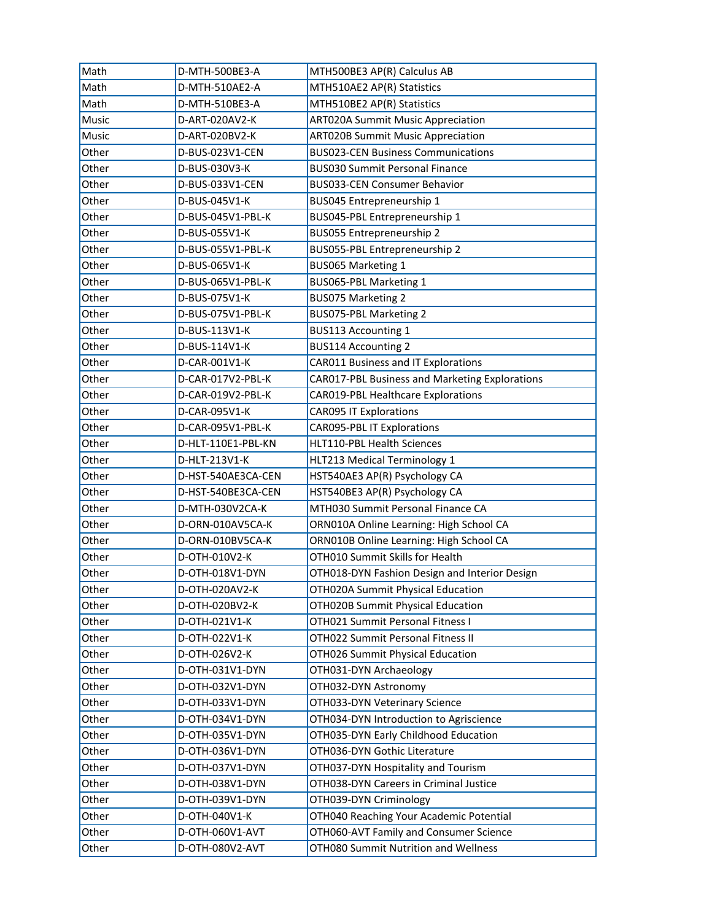| Math | D-MTH-500BE3-A | MTH500BE3 AP(R) Calculus AB |
|---|---|---|
| Math | D-MTH-510AE2-A | MTH510AE2 AP(R) Statistics |
| Math | D-MTH-510BE3-A | MTH510BE2 AP(R) Statistics |
| Music | D-ART-020AV2-K | ART020A Summit Music Appreciation |
| Music | D-ART-020BV2-K | ART020B Summit Music Appreciation |
| Other | D-BUS-023V1-CEN | BUS023-CEN Business Communications |
| Other | D-BUS-030V3-K | BUS030 Summit Personal Finance |
| Other | D-BUS-033V1-CEN | BUS033-CEN Consumer Behavior |
| Other | D-BUS-045V1-K | BUS045 Entrepreneurship 1 |
| Other | D-BUS-045V1-PBL-K | BUS045-PBL Entrepreneurship 1 |
| Other | D-BUS-055V1-K | BUS055 Entrepreneurship 2 |
| Other | D-BUS-055V1-PBL-K | BUS055-PBL Entrepreneurship 2 |
| Other | D-BUS-065V1-K | BUS065 Marketing 1 |
| Other | D-BUS-065V1-PBL-K | BUS065-PBL Marketing 1 |
| Other | D-BUS-075V1-K | BUS075 Marketing 2 |
| Other | D-BUS-075V1-PBL-K | BUS075-PBL Marketing 2 |
| Other | D-BUS-113V1-K | BUS113 Accounting 1 |
| Other | D-BUS-114V1-K | BUS114 Accounting 2 |
| Other | D-CAR-001V1-K | CAR011 Business and IT Explorations |
| Other | D-CAR-017V2-PBL-K | CAR017-PBL Business and Marketing Explorations |
| Other | D-CAR-019V2-PBL-K | CAR019-PBL Healthcare Explorations |
| Other | D-CAR-095V1-K | CAR095 IT Explorations |
| Other | D-CAR-095V1-PBL-K | CAR095-PBL IT Explorations |
| Other | D-HLT-110E1-PBL-KN | HLT110-PBL Health Sciences |
| Other | D-HLT-213V1-K | HLT213 Medical Terminology 1 |
| Other | D-HST-540AE3CA-CEN | HST540AE3 AP(R) Psychology CA |
| Other | D-HST-540BE3CA-CEN | HST540BE3 AP(R) Psychology CA |
| Other | D-MTH-030V2CA-K | MTH030 Summit Personal Finance CA |
| Other | D-ORN-010AV5CA-K | ORN010A Online Learning: High School CA |
| Other | D-ORN-010BV5CA-K | ORN010B Online Learning: High School CA |
| Other | D-OTH-010V2-K | OTH010 Summit Skills for Health |
| Other | D-OTH-018V1-DYN | OTH018-DYN Fashion Design and Interior Design |
| Other | D-OTH-020AV2-K | OTH020A Summit Physical Education |
| Other | D-OTH-020BV2-K | OTH020B Summit Physical Education |
| Other | D-OTH-021V1-K | OTH021 Summit Personal Fitness I |
| Other | D-OTH-022V1-K | OTH022 Summit Personal Fitness II |
| Other | D-OTH-026V2-K | OTH026 Summit Physical Education |
| Other | D-OTH-031V1-DYN | OTH031-DYN Archaeology |
| Other | D-OTH-032V1-DYN | OTH032-DYN Astronomy |
| Other | D-OTH-033V1-DYN | OTH033-DYN Veterinary Science |
| Other | D-OTH-034V1-DYN | OTH034-DYN Introduction to Agriscience |
| Other | D-OTH-035V1-DYN | OTH035-DYN Early Childhood Education |
| Other | D-OTH-036V1-DYN | OTH036-DYN Gothic Literature |
| Other | D-OTH-037V1-DYN | OTH037-DYN Hospitality and Tourism |
| Other | D-OTH-038V1-DYN | OTH038-DYN Careers in Criminal Justice |
| Other | D-OTH-039V1-DYN | OTH039-DYN Criminology |
| Other | D-OTH-040V1-K | OTH040 Reaching Your Academic Potential |
| Other | D-OTH-060V1-AVT | OTH060-AVT Family and Consumer Science |
| Other | D-OTH-080V2-AVT | OTH080 Summit Nutrition and Wellness |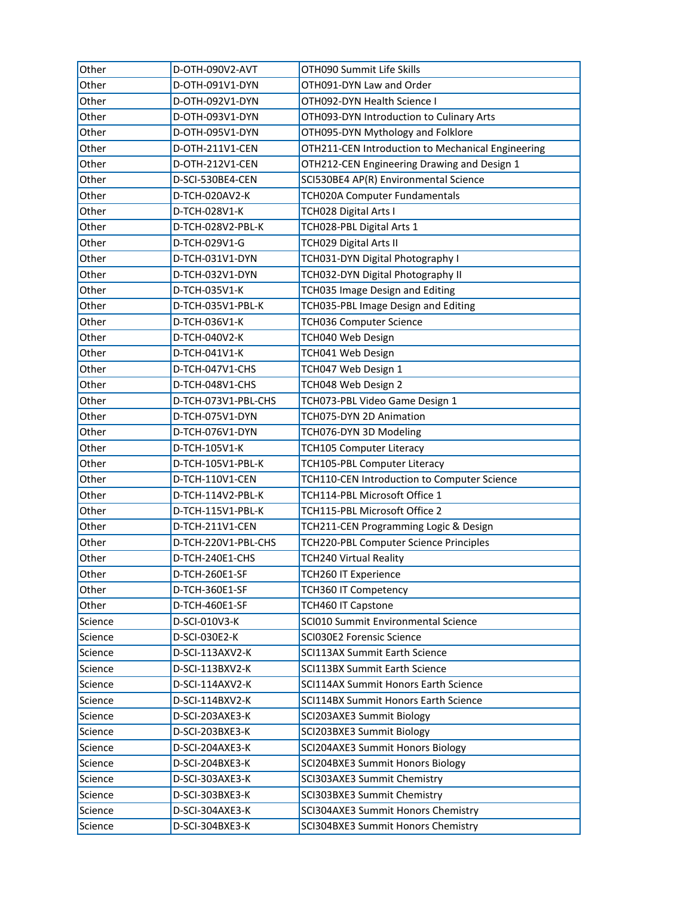| Other | D-OTH-090V2-AVT | OTH090 Summit Life Skills |
|---|---|---|
| Other | D-OTH-091V1-DYN | OTH091-DYN Law and Order |
| Other | D-OTH-092V1-DYN | OTH092-DYN Health Science I |
| Other | D-OTH-093V1-DYN | OTH093-DYN Introduction to Culinary Arts |
| Other | D-OTH-095V1-DYN | OTH095-DYN Mythology and Folklore |
| Other | D-OTH-211V1-CEN | OTH211-CEN Introduction to Mechanical Engineering |
| Other | D-OTH-212V1-CEN | OTH212-CEN Engineering Drawing and Design 1 |
| Other | D-SCI-530BE4-CEN | SCI530BE4 AP(R) Environmental Science |
| Other | D-TCH-020AV2-K | TCH020A Computer Fundamentals |
| Other | D-TCH-028V1-K | TCH028 Digital Arts I |
| Other | D-TCH-028V2-PBL-K | TCH028-PBL Digital Arts 1 |
| Other | D-TCH-029V1-G | TCH029 Digital Arts II |
| Other | D-TCH-031V1-DYN | TCH031-DYN Digital Photography I |
| Other | D-TCH-032V1-DYN | TCH032-DYN Digital Photography II |
| Other | D-TCH-035V1-K | TCH035 Image Design and Editing |
| Other | D-TCH-035V1-PBL-K | TCH035-PBL Image Design and Editing |
| Other | D-TCH-036V1-K | TCH036 Computer Science |
| Other | D-TCH-040V2-K | TCH040 Web Design |
| Other | D-TCH-041V1-K | TCH041 Web Design |
| Other | D-TCH-047V1-CHS | TCH047 Web Design 1 |
| Other | D-TCH-048V1-CHS | TCH048 Web Design 2 |
| Other | D-TCH-073V1-PBL-CHS | TCH073-PBL Video Game Design 1 |
| Other | D-TCH-075V1-DYN | TCH075-DYN 2D Animation |
| Other | D-TCH-076V1-DYN | TCH076-DYN 3D Modeling |
| Other | D-TCH-105V1-K | TCH105 Computer Literacy |
| Other | D-TCH-105V1-PBL-K | TCH105-PBL Computer Literacy |
| Other | D-TCH-110V1-CEN | TCH110-CEN Introduction to Computer Science |
| Other | D-TCH-114V2-PBL-K | TCH114-PBL Microsoft Office 1 |
| Other | D-TCH-115V1-PBL-K | TCH115-PBL Microsoft Office 2 |
| Other | D-TCH-211V1-CEN | TCH211-CEN Programming Logic & Design |
| Other | D-TCH-220V1-PBL-CHS | TCH220-PBL Computer Science Principles |
| Other | D-TCH-240E1-CHS | TCH240 Virtual Reality |
| Other | D-TCH-260E1-SF | TCH260 IT Experience |
| Other | D-TCH-360E1-SF | TCH360 IT Competency |
| Other | D-TCH-460E1-SF | TCH460 IT Capstone |
| Science | D-SCI-010V3-K | SCI010 Summit Environmental Science |
| Science | D-SCI-030E2-K | SCI030E2 Forensic Science |
| Science | D-SCI-113AXV2-K | SCI113AX Summit Earth Science |
| Science | D-SCI-113BXV2-K | SCI113BX Summit Earth Science |
| Science | D-SCI-114AXV2-K | SCI114AX Summit Honors Earth Science |
| Science | D-SCI-114BXV2-K | SCI114BX Summit Honors Earth Science |
| Science | D-SCI-203AXE3-K | SCI203AXE3 Summit Biology |
| Science | D-SCI-203BXE3-K | SCI203BXE3 Summit Biology |
| Science | D-SCI-204AXE3-K | SCI204AXE3 Summit Honors Biology |
| Science | D-SCI-204BXE3-K | SCI204BXE3 Summit Honors Biology |
| Science | D-SCI-303AXE3-K | SCI303AXE3 Summit Chemistry |
| Science | D-SCI-303BXE3-K | SCI303BXE3 Summit Chemistry |
| Science | D-SCI-304AXE3-K | SCI304AXE3 Summit Honors Chemistry |
| Science | D-SCI-304BXE3-K | SCI304BXE3 Summit Honors Chemistry |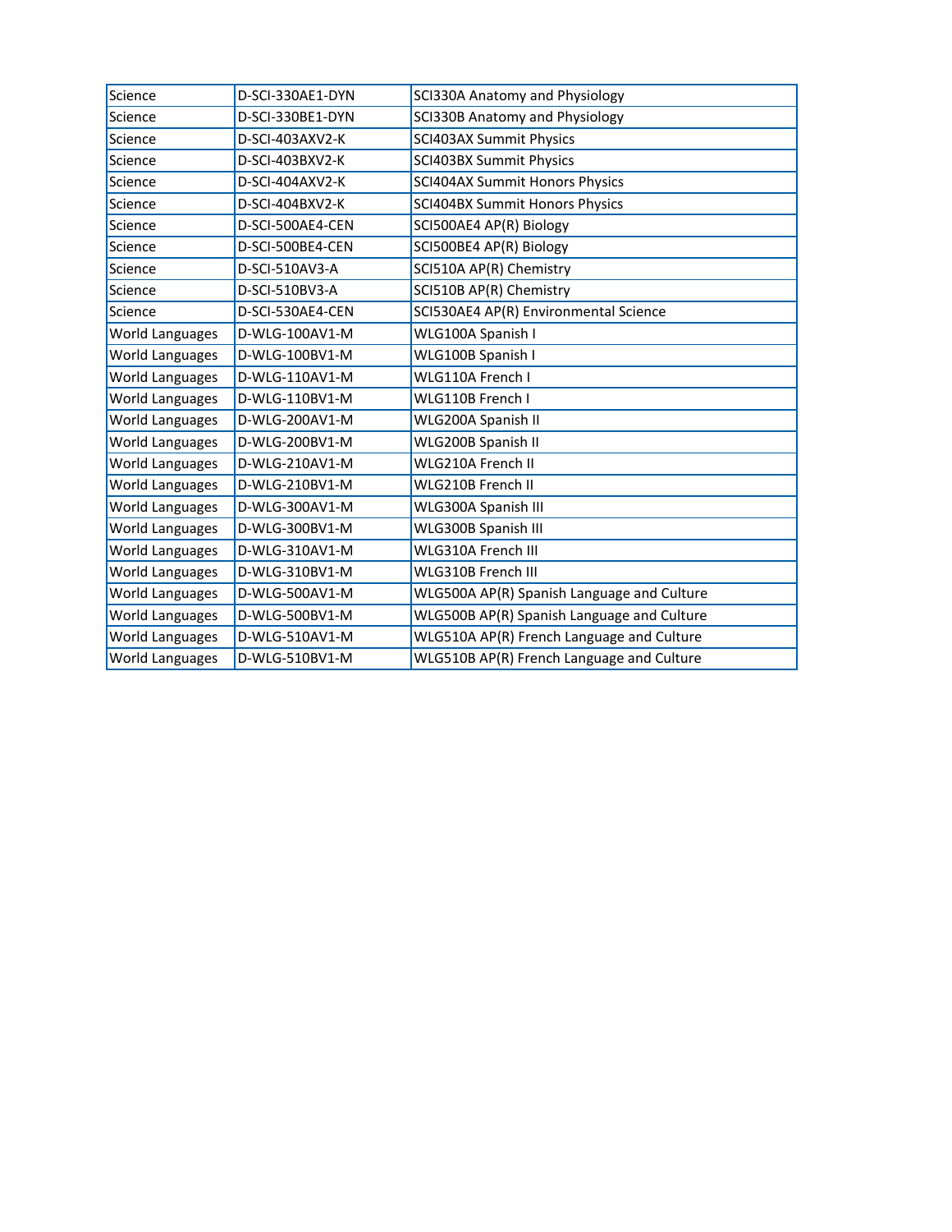| | | |
|---|---|---|
| Science | D-SCI-330AE1-DYN | SCI330A Anatomy and Physiology |
| Science | D-SCI-330BE1-DYN | SCI330B Anatomy and Physiology |
| Science | D-SCI-403AXV2-K | SCI403AX Summit Physics |
| Science | D-SCI-403BXV2-K | SCI403BX Summit Physics |
| Science | D-SCI-404AXV2-K | SCI404AX Summit Honors Physics |
| Science | D-SCI-404BXV2-K | SCI404BX Summit Honors Physics |
| Science | D-SCI-500AE4-CEN | SCI500AE4 AP(R) Biology |
| Science | D-SCI-500BE4-CEN | SCI500BE4 AP(R) Biology |
| Science | D-SCI-510AV3-A | SCI510A AP(R) Chemistry |
| Science | D-SCI-510BV3-A | SCI510B AP(R) Chemistry |
| Science | D-SCI-530AE4-CEN | SCI530AE4 AP(R) Environmental Science |
| World Languages | D-WLG-100AV1-M | WLG100A Spanish I |
| World Languages | D-WLG-100BV1-M | WLG100B Spanish I |
| World Languages | D-WLG-110AV1-M | WLG110A French I |
| World Languages | D-WLG-110BV1-M | WLG110B French I |
| World Languages | D-WLG-200AV1-M | WLG200A Spanish II |
| World Languages | D-WLG-200BV1-M | WLG200B Spanish II |
| World Languages | D-WLG-210AV1-M | WLG210A French II |
| World Languages | D-WLG-210BV1-M | WLG210B French II |
| World Languages | D-WLG-300AV1-M | WLG300A Spanish III |
| World Languages | D-WLG-300BV1-M | WLG300B Spanish III |
| World Languages | D-WLG-310AV1-M | WLG310A French III |
| World Languages | D-WLG-310BV1-M | WLG310B French III |
| World Languages | D-WLG-500AV1-M | WLG500A AP(R) Spanish Language and Culture |
| World Languages | D-WLG-500BV1-M | WLG500B AP(R) Spanish Language and Culture |
| World Languages | D-WLG-510AV1-M | WLG510A AP(R) French Language and Culture |
| World Languages | D-WLG-510BV1-M | WLG510B AP(R) French Language and Culture |